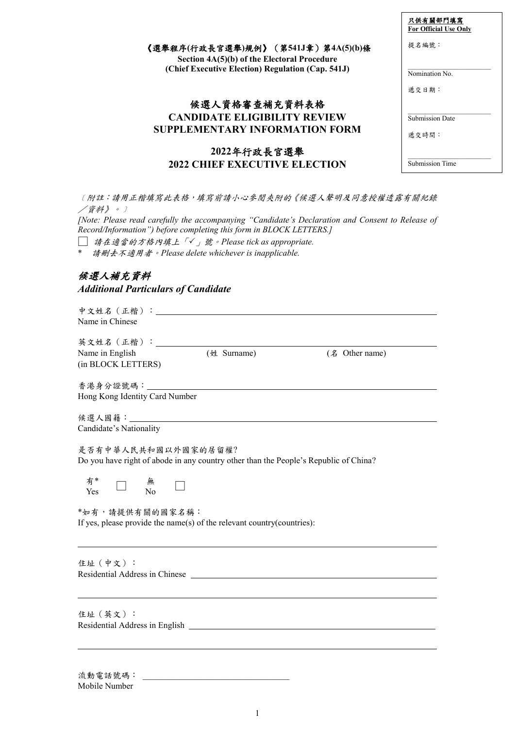| 只供有關部門填寫 For Official Use Only |
| --- |
| 提名編號：<br>\_\_\_\_\_\_\_\_\_\_<br>Nomination No. |
| 遞交日期：<br>\_\_\_\_\_\_\_\_\_\_<br>Submission Date |
| 遞交時間：<br>\_\_\_\_\_\_\_\_\_\_<br>Submission Time |

**《選舉程序(行政長官選舉)規例》（第541J章）第4A(5)(b)條**
**Section 4A(5)(b) of the Electoral Procedure (Chief Executive Election) Regulation (Cap. 541J)**

# 候選人資格審查補充資料表格
# CANDIDATE ELIGIBILITY REVIEW SUPPLEMENTARY INFORMATION FORM

## 2022年行政長官選舉
## 2022 CHIEF EXECUTIVE ELECTION

*〔附註：請用正楷填寫此表格，填寫前請小心參閱夾附的《候選人聲明及同意授權透露有關紀錄／資料》。〕*

*[Note: Please read carefully the accompanying "Candidate's Declaration and Consent to Release of Record/Information") before completing this form in BLOCK LETTERS.]*

☐ *請在適當的方格內填上「✓」號。Please tick as appropriate.*

\* *請刪去不適用者。Please delete whichever is inapplicable.*

## *候選人補充資料*
## *Additional Particulars of Candidate*

中文姓名（正楷）：\_\_\_\_\_\_\_\_\_\_\_\_\_\_\_\_\_\_\_\_\_\_\_\_\_\_\_\_\_\_
Name in Chinese

英文姓名（正楷）：\_\_\_\_\_\_\_\_\_\_\_\_\_\_\_\_\_\_\_\_\_\_\_\_\_\_\_\_\_\_
Name in English (in BLOCK LETTERS) (姓 Surname) (名 Other name)

香港身分證號碼：\_\_\_\_\_\_\_\_\_\_\_\_\_\_\_\_\_\_\_\_\_\_\_\_\_\_\_\_\_\_
Hong Kong Identity Card Number

候選人國籍：\_\_\_\_\_\_\_\_\_\_\_\_\_\_\_\_\_\_\_\_\_\_\_\_\_\_\_\_\_\_
Candidate's Nationality

是否有中華人民共和國以外國家的居留權?
Do you have right of abode in any country other than the People's Republic of China?

有\* Yes ☐ 無 No ☐

\*如有，請提供有關的國家名稱：
If yes, please provide the name(s) of the relevant country(countries):

\_\_\_\_\_\_\_\_\_\_\_\_\_\_\_\_\_\_\_\_\_\_\_\_\_\_\_\_\_\_

住址（中文）：
Residential Address in Chinese \_\_\_\_\_\_\_\_\_\_\_\_\_\_\_\_\_\_\_\_\_\_\_\_\_\_\_\_\_\_

\_\_\_\_\_\_\_\_\_\_\_\_\_\_\_\_\_\_\_\_\_\_\_\_\_\_\_\_\_\_

住址（英文）：
Residential Address in English \_\_\_\_\_\_\_\_\_\_\_\_\_\_\_\_\_\_\_\_\_\_\_\_\_\_\_\_\_\_

\_\_\_\_\_\_\_\_\_\_\_\_\_\_\_\_\_\_\_\_\_\_\_\_\_\_\_\_\_\_

流動電話號碼：\_\_\_\_\_\_\_\_\_\_\_\_\_\_\_\_\_\_\_\_
Mobile Number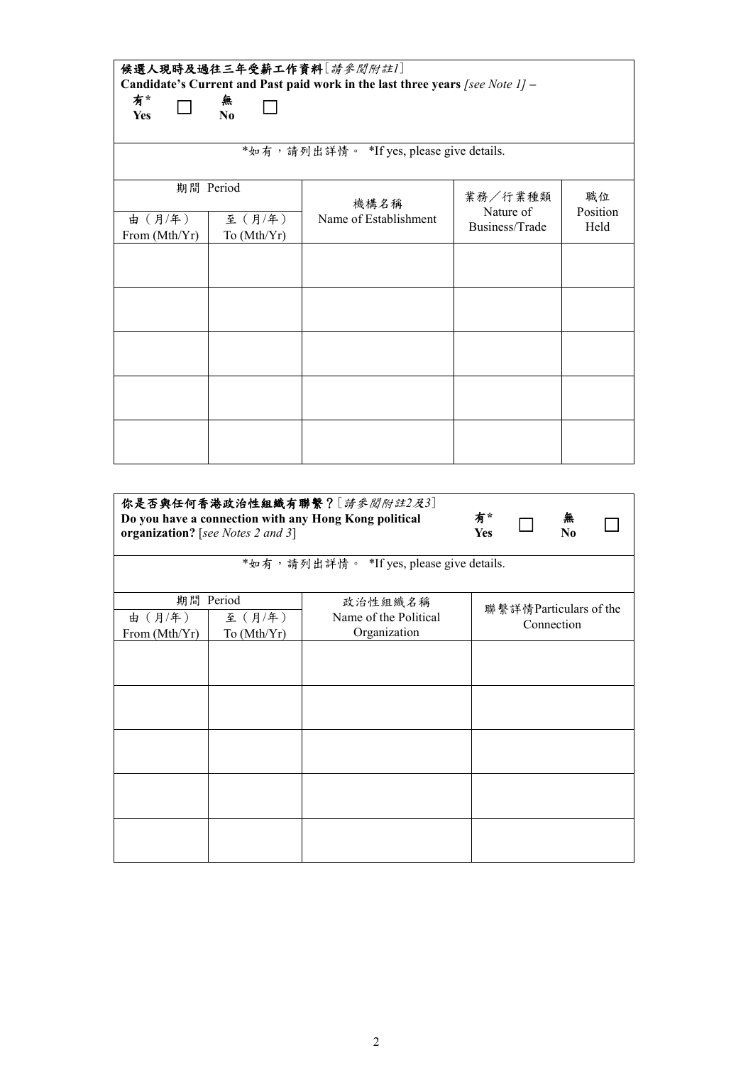**候選人現時及過往三年受薪工作資料**[*請參閱附註1*]
**Candidate's Current and Past paid work in the last three years** *[see Note 1]* –

**有*** **Yes** ☐ **無** **No** ☐

*如有，請列出詳情。 *If yes, please give details.

| 期間 Period | | 機構名稱 Name of Establishment | 業務／行業種類 Nature of Business/Trade | 職位 Position Held |
|---|---|---|---|---|
| 由（月/年） From (Mth/Yr) | 至（月/年） To (Mth/Yr) | | | |
| | | | | |
| | | | | |
| | | | | |
| | | | | |
| | | | | |

**你是否與任何香港政治性組織有聯繫？**[*請參閱附註2及3*]
**Do you have a connection with any Hong Kong political organization?** [*see Notes 2 and 3*]

**有*** **Yes** ☐ **無** **No** ☐

*如有，請列出詳情。 *If yes, please give details.

| 期間 Period | | 政治性組織名稱 Name of the Political Organization | 聯繫詳情Particulars of the Connection |
|---|---|---|---|
| 由（月/年） From (Mth/Yr) | 至（月/年） To (Mth/Yr) | | |
| | | | |
| | | | |
| | | | |
| | | | |
| | | | |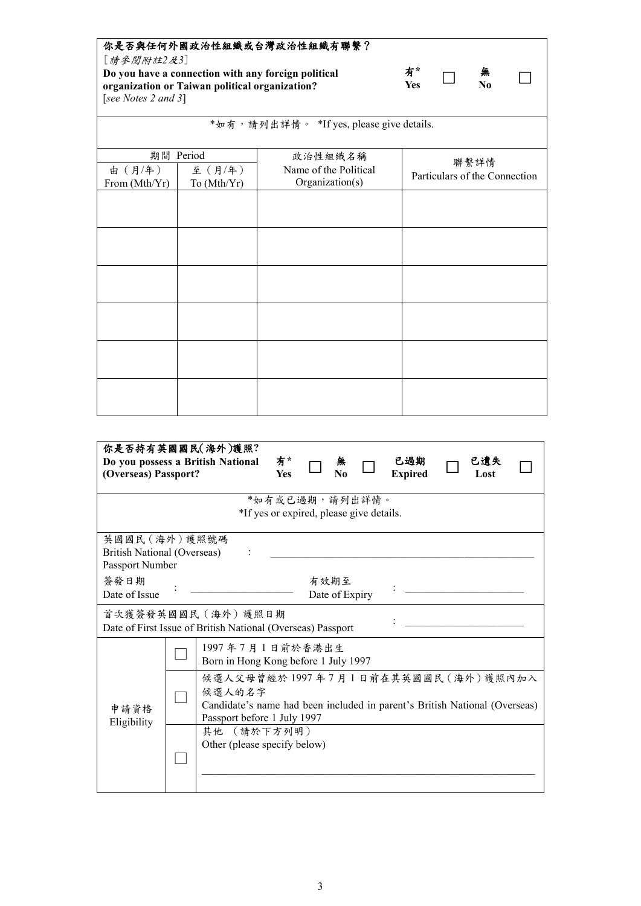**你是否與任何外國政治性組織或台灣政治性組織有聯繫？**
[*請參閱附註2及3*]
**Do you have a connection with any foreign political organization or Taiwan political organization?**
[*see Notes 2 and 3*]

**有\* Yes** ☐ **無 No** ☐

\*如有，請列出詳情。 \*If yes, please give details.

| 期間 Period | | 政治性組織名稱 Name of the Political Organization(s) | 聯繫詳情 Particulars of the Connection |
|---|---|---|---|
| 由（月/年） From (Mth/Yr) | 至（月/年） To (Mth/Yr) | | |
| | | | |
| | | | |
| | | | |
| | | | |
| | | | |
| | | | |

**你是否持有英國國民(海外)護照?**
**Do you possess a British National (Overseas) Passport?**

**有\* Yes** ☐ **無 No** ☐ **已過期 Expired** ☐ **已遺失 Lost** ☐

\*如有或已過期，請列出詳情。
\*If yes or expired, please give details.

英國國民（海外）護照號碼
British National (Overseas) Passport Number : ______________________________

簽發日期
Date of Issue : ____________________ 有效期至 Date of Expiry : ____________________

首次獲簽發英國國民（海外）護照日期
Date of First Issue of British National (Overseas) Passport : ____________________

| 申請資格 Eligibility | | |
|---|---|---|
| | ☐ | 1997 年 7 月 1 日前於香港出生 Born in Hong Kong before 1 July 1997 |
| | ☐ | 候選人父母曾經於 1997 年 7 月 1 日前在其英國國民（海外）護照內加入候選人的名字 Candidate's name had been included in parent's British National (Overseas) Passport before 1 July 1997 |
| | ☐ | 其他 （請於下方列明） Other (please specify below) ______________________________ |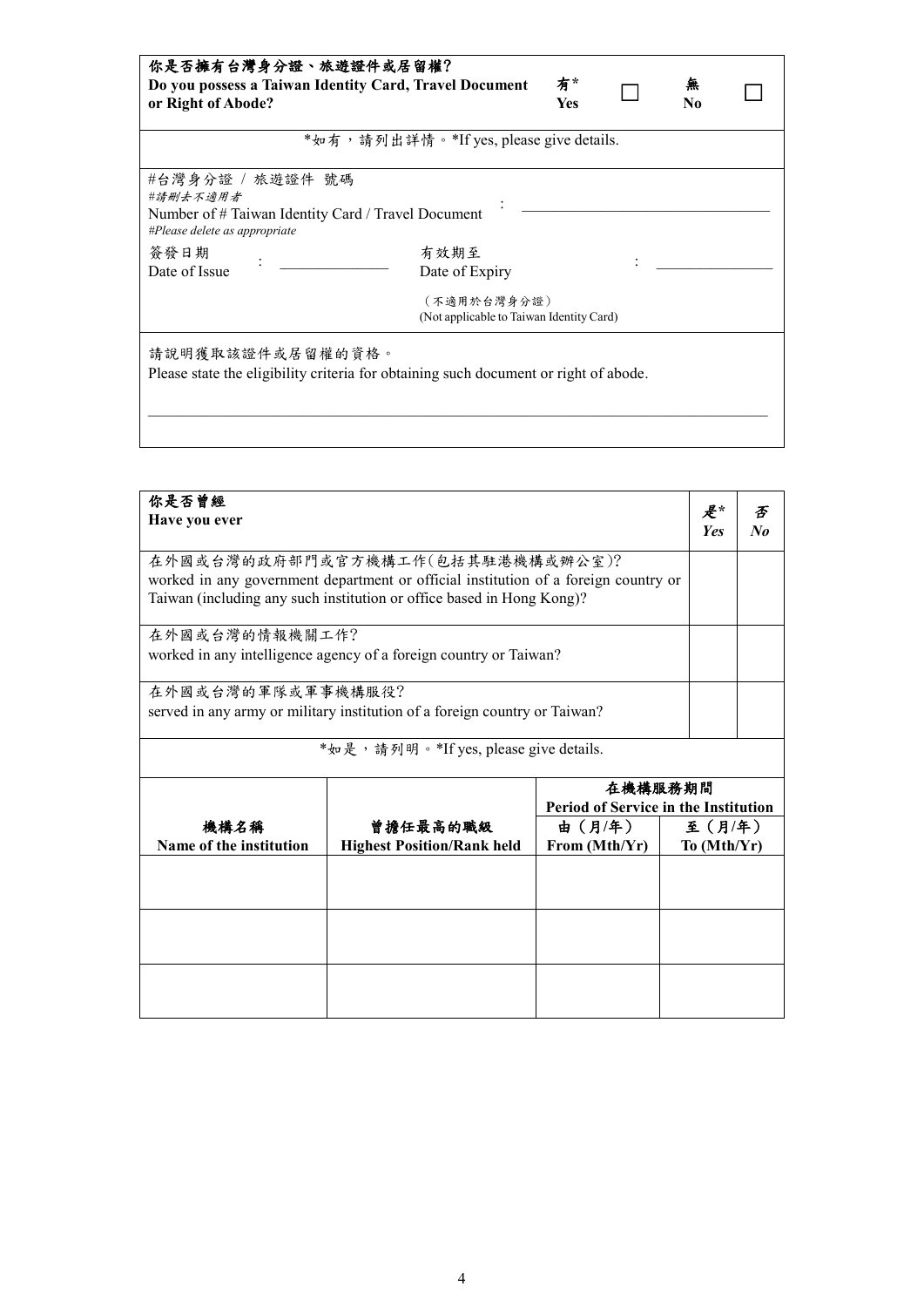| **你是否擁有台灣身分證、旅遊證件或居留權?**<br>**Do you possess a Taiwan Identity Card, Travel Document or Right of Abode?** | **有***<br>**Yes** | ☐ | **無**<br>**No** | ☐ |
|---|---|---|---|---|

*如有，請列出詳情。*If yes, please give details.

#台灣身分證 / 旅遊證件 號碼
*#請刪去不適用者*
Number of # Taiwan Identity Card / Travel Document
*#Please delete as appropriate* : ______________________________

簽發日期
Date of Issue : ______________ 有效期至
Date of Expiry : ______________

（不適用於台灣身分證）
(Not applicable to Taiwan Identity Card)

請說明獲取該證件或居留權的資格。
Please state the eligibility criteria for obtaining such document or right of abode.

______________________________________________________________________

| **你是否曾經**<br>**Have you ever** | ***是****<br>***Yes*** | ***否***<br>***No*** |
|---|---|---|
| 在外國或台灣的政府部門或官方機構工作(包括其駐港機構或辦公室)?<br>worked in any government department or official institution of a foreign country or Taiwan (including any such institution or office based in Hong Kong)? | | |
| 在外國或台灣的情報機關工作?<br>worked in any intelligence agency of a foreign country or Taiwan? | | |
| 在外國或台灣的軍隊或軍事機構服役?<br>served in any army or military institution of a foreign country or Taiwan? | | |

*如是，請列明。*If yes, please give details.

| | | **在機構服務期間**<br>**Period of Service in the Institution** | |
|---|---|---|---|
| **機構名稱**<br>**Name of the institution** | **曾擔任最高的職級**<br>**Highest Position/Rank held** | **由（月/年）**<br>**From (Mth/Yr)** | **至（月/年）**<br>**To (Mth/Yr)** |
| | | | |
| | | | |
| | | | |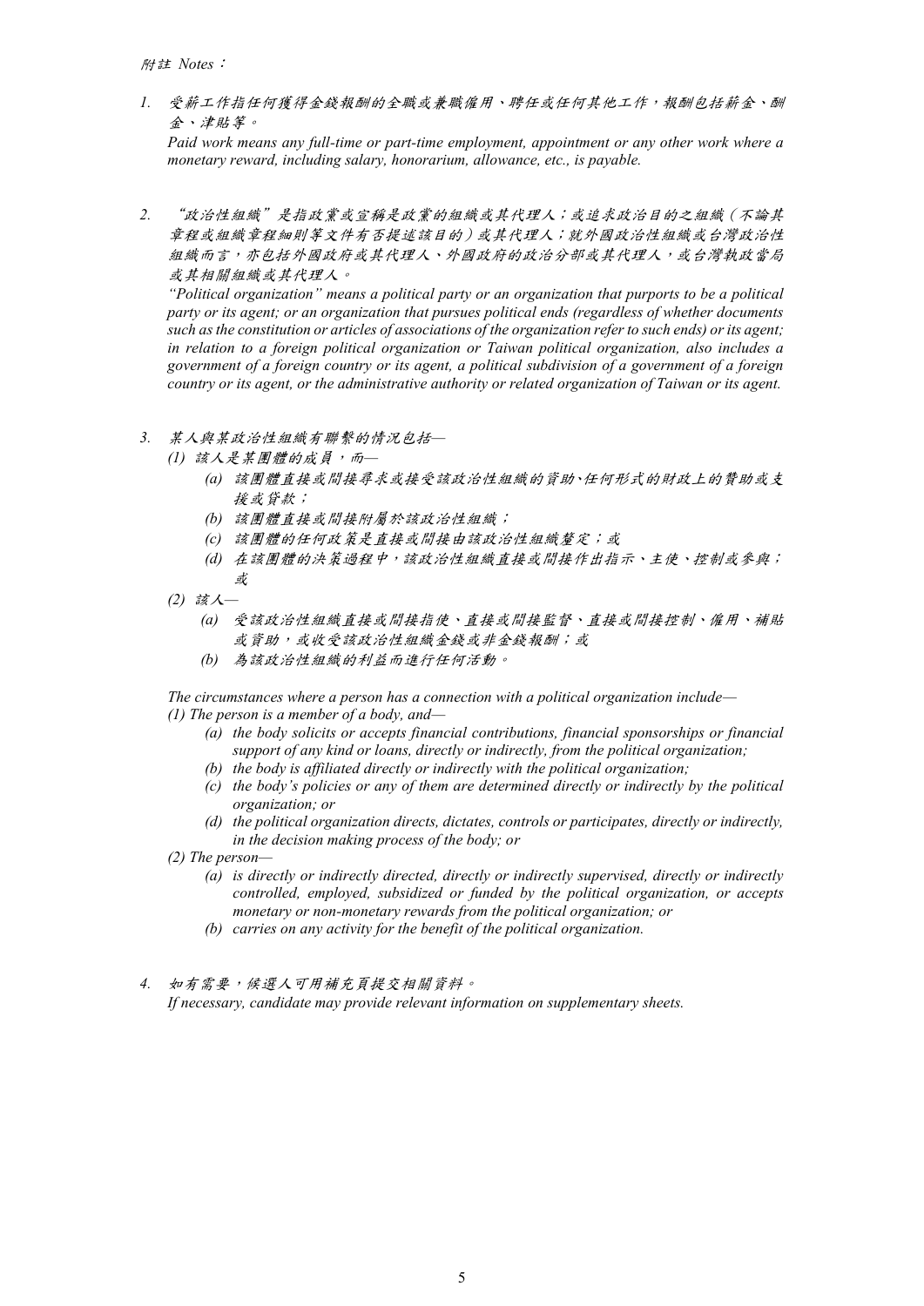*附註 Notes：*

1. *受薪工作指任何獲得金錢報酬的全職或兼職僱用、聘任或任何其他工作，報酬包括薪金、酬金、津貼等。*

   *Paid work means any full-time or part-time employment, appointment or any other work where a monetary reward, including salary, honorarium, allowance, etc., is payable.*

2. *"政治性組織"是指政黨或宣稱是政黨的組織或其代理人；或追求政治目的之組織（不論其章程或組織章程細則等文件有否提述該目的）或其代理人；就外國政治性組織或台灣政治性組織而言，亦包括外國政府或其代理人、外國政府的政治分部或其代理人，或台灣執政當局或其相關組織或其代理人。*

   *"Political organization" means a political party or an organization that purports to be a political party or its agent; or an organization that pursues political ends (regardless of whether documents such as the constitution or articles of associations of the organization refer to such ends) or its agent; in relation to a foreign political organization or Taiwan political organization, also includes a government of a foreign country or its agent, a political subdivision of a government of a foreign country or its agent, or the administrative authority or related organization of Taiwan or its agent.*

3. *某人與某政治性組織有聯繫的情況包括—*
   - *(1) 該人是某團體的成員，而—*
     - *(a) 該團體直接或間接尋求或接受該政治性組織的資助、任何形式的財政上的贊助或支援或貸款；*
     - *(b) 該團體直接或間接附屬於該政治性組織；*
     - *(c) 該團體的任何政策是直接或間接由該政治性組織釐定；或*
     - *(d) 在該團體的決策過程中，該政治性組織直接或間接作出指示、主使、控制或參與；或*
   - *(2) 該人—*
     - *(a) 受該政治性組織直接或間接指使、直接或間接監督、直接或間接控制、僱用、補貼或資助，或收受該政治性組織金錢或非金錢報酬；或*
     - *(b) 為該政治性組織的利益而進行任何活動。*

   *The circumstances where a person has a connection with a political organization include—*
   - *(1) The person is a member of a body, and—*
     - *(a) the body solicits or accepts financial contributions, financial sponsorships or financial support of any kind or loans, directly or indirectly, from the political organization;*
     - *(b) the body is affiliated directly or indirectly with the political organization;*
     - *(c) the body's policies or any of them are determined directly or indirectly by the political organization; or*
     - *(d) the political organization directs, dictates, controls or participates, directly or indirectly, in the decision making process of the body; or*
   - *(2) The person—*
     - *(a) is directly or indirectly directed, directly or indirectly supervised, directly or indirectly controlled, employed, subsidized or funded by the political organization, or accepts monetary or non-monetary rewards from the political organization; or*
     - *(b) carries on any activity for the benefit of the political organization.*

4. *如有需要，候選人可用補充頁提交相關資料。*

   *If necessary, candidate may provide relevant information on supplementary sheets.*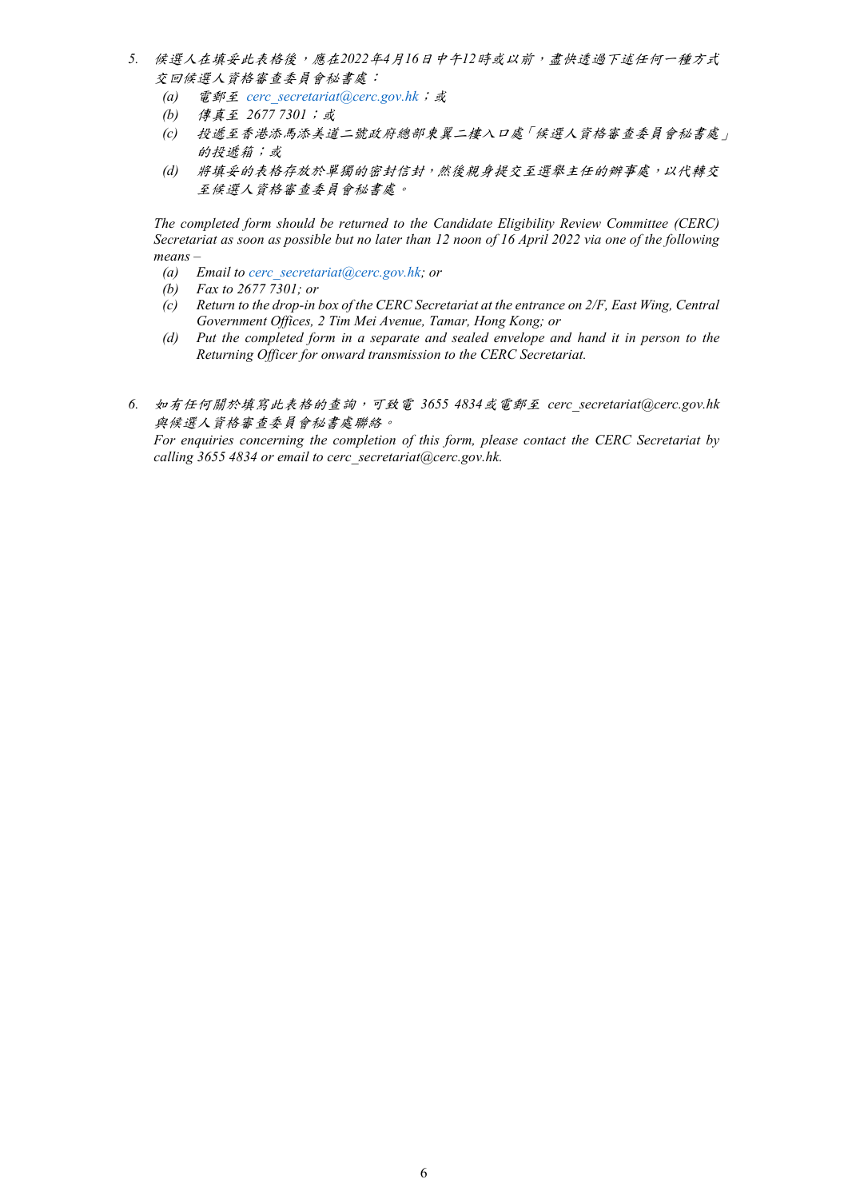5. *候選人在填妥此表格後，應在2022年4月16日中午12時或以前，盡快透過下述任何一種方式交回候選人資格審查委員會秘書處：*
   - *(a) 電郵至 cerc_secretariat@cerc.gov.hk；或*
   - *(b) 傳真至 2677 7301；或*
   - *(c) 投遞至香港添馬添美道二號政府總部東翼二樓入口處「候選人資格審查委員會秘書處」的投遞箱；或*
   - *(d) 將填妥的表格存放於單獨的密封信封，然後親身提交至選舉主任的辦事處，以代轉交至候選人資格審查委員會秘書處。*

   *The completed form should be returned to the Candidate Eligibility Review Committee (CERC) Secretariat as soon as possible but no later than 12 noon of 16 April 2022 via one of the following means –*
   - *(a) Email to cerc_secretariat@cerc.gov.hk; or*
   - *(b) Fax to 2677 7301; or*
   - *(c) Return to the drop-in box of the CERC Secretariat at the entrance on 2/F, East Wing, Central Government Offices, 2 Tim Mei Avenue, Tamar, Hong Kong; or*
   - *(d) Put the completed form in a separate and sealed envelope and hand it in person to the Returning Officer for onward transmission to the CERC Secretariat.*

6. *如有任何關於填寫此表格的查詢，可致電 3655 4834 或電郵至 cerc_secretariat@cerc.gov.hk 與候選人資格審查委員會秘書處聯絡。*
   *For enquiries concerning the completion of this form, please contact the CERC Secretariat by calling 3655 4834 or email to cerc_secretariat@cerc.gov.hk.*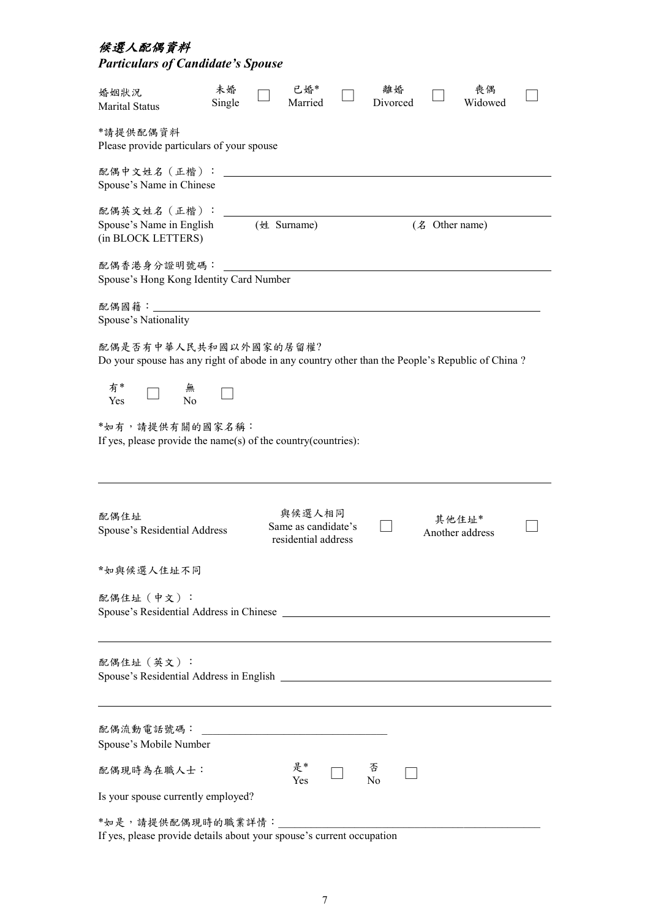## *候選人配偶資料*
## *Particulars of Candidate's Spouse*

婚姻狀況 Marital Status　　未婚 Single ☐　　已婚* Married ☐　　離婚 Divorced ☐　　喪偶 Widowed ☐

\*請提供配偶資料
Please provide particulars of your spouse

配偶中文姓名（正楷）：____________________
Spouse's Name in Chinese

配偶英文姓名（正楷）：____________________
Spouse's Name in English (in BLOCK LETTERS)　　(姓 Surname)　　(名 Other name)

配偶香港身分證明號碼：____________________
Spouse's Hong Kong Identity Card Number

配偶國籍：____________________
Spouse's Nationality

配偶是否有中華人民共和國以外國家的居留權?
Do your spouse has any right of abode in any country other than the People's Republic of China ?

有* Yes ☐　　無 No ☐

\*如有，請提供有關的國家名稱：
If yes, please provide the name(s) of the country(countries):

____________________

配偶住址 Spouse's Residential Address　　與候選人相同 Same as candidate's residential address ☐　　其他住址* Another address ☐

\*如與候選人住址不同

配偶住址（中文）：
Spouse's Residential Address in Chinese ____________________

____________________

配偶住址（英文）：
Spouse's Residential Address in English ____________________

____________________

配偶流動電話號碼：____________________
Spouse's Mobile Number

配偶現時為在職人士：　　是* Yes ☐　　否 No ☐
Is your spouse currently employed?

\*如是，請提供配偶現時的職業詳情：____________________
If yes, please provide details about your spouse's current occupation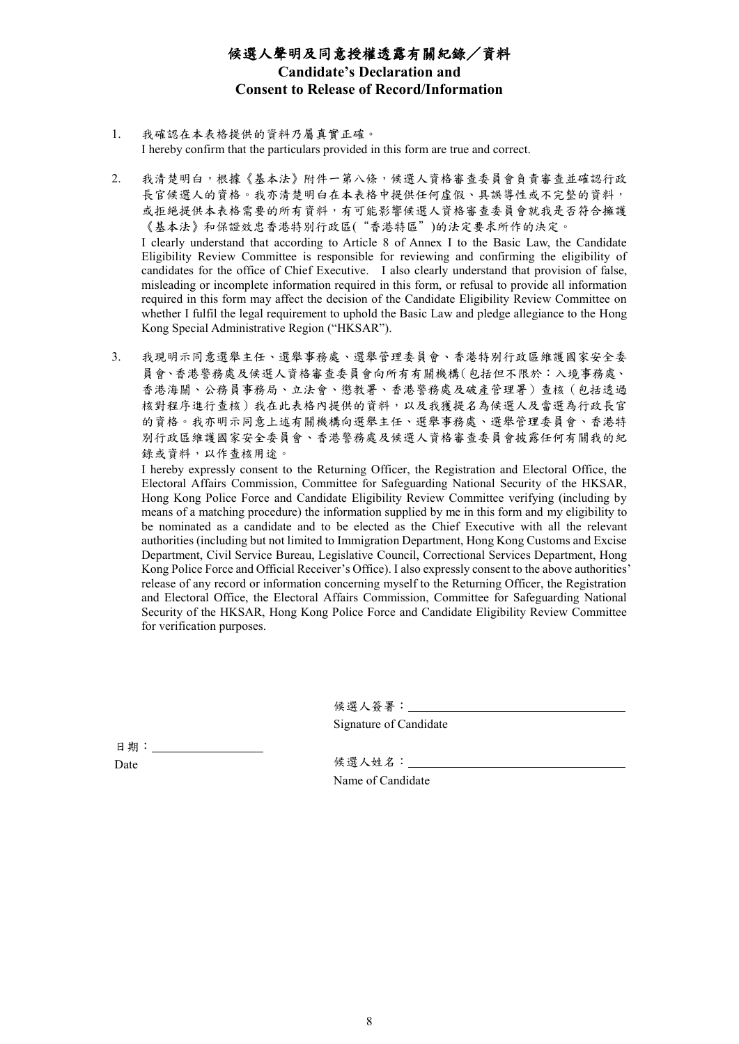# 候選人聲明及同意授權透露有關紀錄／資料

**Candidate's Declaration and Consent to Release of Record/Information**

1. 我確認在本表格提供的資料乃屬真實正確。

   I hereby confirm that the particulars provided in this form are true and correct.

2. 我清楚明白，根據《基本法》附件一第八條，候選人資格審查委員會負責審查並確認行政長官候選人的資格。我亦清楚明白在本表格中提供任何虛假、具誤導性或不完整的資料，或拒絕提供本表格需要的所有資料，有可能影響候選人資格審查委員會就我是否符合擁護《基本法》和保證效忠香港特別行政區(“香港特區”)的法定要求所作的決定。

   I clearly understand that according to Article 8 of Annex I to the Basic Law, the Candidate Eligibility Review Committee is responsible for reviewing and confirming the eligibility of candidates for the office of Chief Executive. I also clearly understand that provision of false, misleading or incomplete information required in this form, or refusal to provide all information required in this form may affect the decision of the Candidate Eligibility Review Committee on whether I fulfil the legal requirement to uphold the Basic Law and pledge allegiance to the Hong Kong Special Administrative Region ("HKSAR").

3. 我現明示同意選舉主任、選舉事務處、選舉管理委員會、香港特別行政區維護國家安全委員會、香港警務處及候選人資格審查委員會向所有有關機構(包括但不限於：入境事務處、香港海關、公務員事務局、立法會、懲教署、香港警務處及破產管理署）查核（包括透過核對程序進行查核）我在此表格內提供的資料，以及我獲提名為候選人及當選為行政長官的資格。我亦明示同意上述有關機構向選舉主任、選舉事務處、選舉管理委員會、香港特別行政區維護國家安全委員會、香港警務處及候選人資格審查委員會披露任何有關我的紀錄或資料，以作查核用途。

   I hereby expressly consent to the Returning Officer, the Registration and Electoral Office, the Electoral Affairs Commission, Committee for Safeguarding National Security of the HKSAR, Hong Kong Police Force and Candidate Eligibility Review Committee verifying (including by means of a matching procedure) the information supplied by me in this form and my eligibility to be nominated as a candidate and to be elected as the Chief Executive with all the relevant authorities (including but not limited to Immigration Department, Hong Kong Customs and Excise Department, Civil Service Bureau, Legislative Council, Correctional Services Department, Hong Kong Police Force and Official Receiver's Office). I also expressly consent to the above authorities' release of any record or information concerning myself to the Returning Officer, the Registration and Electoral Office, the Electoral Affairs Commission, Committee for Safeguarding National Security of the HKSAR, Hong Kong Police Force and Candidate Eligibility Review Committee for verification purposes.

候選人簽署：\_\_\_\_\_\_\_\_\_\_\_\_\_\_\_\_\_\_\_\_\_\_\_\_\_\_\_\_\_\_\_\_\_\_\_\_

Signature of Candidate

日期：\_\_\_\_\_\_\_\_\_\_\_\_\_\_\_\_\_\_\_\_

Date

候選人姓名：\_\_\_\_\_\_\_\_\_\_\_\_\_\_\_\_\_\_\_\_\_\_\_\_\_\_\_\_\_\_\_\_\_\_\_\_

Name of Candidate